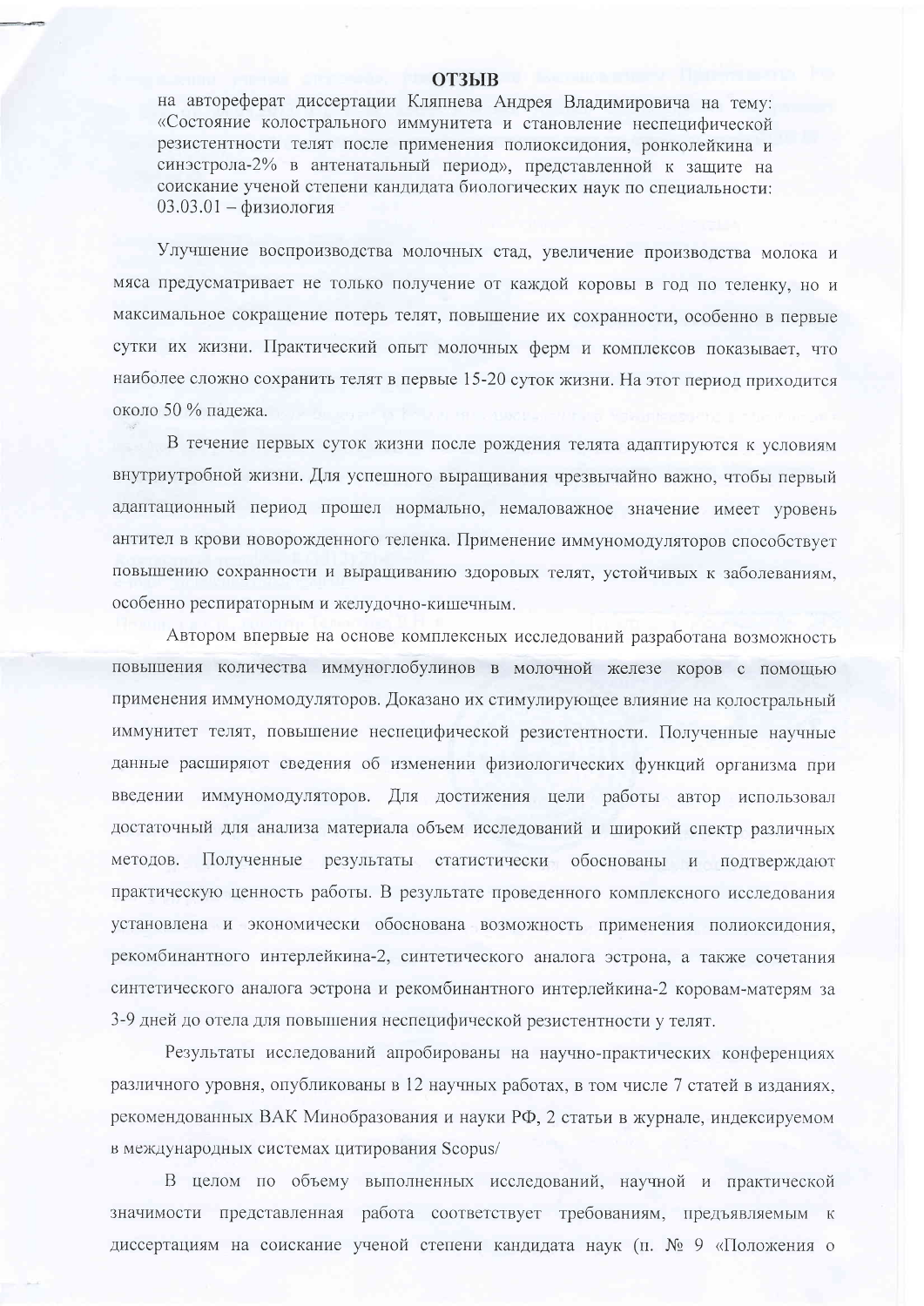# ОТЗЫВ

на автореферат диссертации Кляпнева Андрея Владимировича на тему: «Состояние колострального иммунитета и становление неспецифической резистентности телят после применения полиоксидония, ронколейкина и синэстрола-2% в антенатальный период», представленной к защите на соискание ученой степени кандидата биологических наук по специальности: 03.03.01 – физиология

Улучшение воспроизводства молочных стад, увеличение производства молока и мяса предусматривает не только получение от каждой коровы в год по теленку, но и максимальное сокращение потерь телят, повышение их сохранности, особенно в первые сутки их жизни. Практический опыт молочных ферм и комплексов показывает, что наиболее сложно сохранить телят в первые 15-20 суток жизни. На этот период приходится около 50 % падежа.

В течение первых суток жизни после рождения телята адаптируются к условиям внутриутробной жизни. Для успешного выращивания чрезвычайно важно, чтобы первый адаптационный период прошел нормально, немаловажное значение имеет уровень антител в крови новорожденного теленка. Применение иммуномодуляторов способствует повышению сохранности и выращиванию здоровых телят, устойчивых к заболеваниям, особенно респираторным и желудочно-кишечным.

Автором впервые на основе комплексных исследований разработана возможность повышения количества иммуноглобулинов в молочной железе коров с помощью применения иммуномодуляторов. Доказано их стимулирующее влияние на колостральный иммунитет телят, повышение неспецифической резистентности. Полученные научные данные расширяют сведения об изменении физиологических функций организма при введении иммуномодуляторов. Для достижения цели работы автор использовал достаточный для анализа материала объем исследований и широкий спектр различных методов. Полученные результаты статистически обоснованы и подтверждают практическую ценность работы. В результате проведенного комплексного исследования установлена и экономически обоснована возможность применения полиоксидония, рекомбинантного интерлейкина-2, синтетического аналога эстрона, а также сочетания синтетического аналога эстрона и рекомбинантного интерлейкина-2 коровам-матерям за 3-9 дней до отела для повышения неспецифической резистентности у телят.

Результаты исследований апробированы на научно-практических конференциях различного уровня, опубликованы в 12 научных работах, в том числе 7 статей в изданиях, рекомендованных ВАК Минобразования и науки РФ, 2 статьи в журнале, индексируемом в международных системах цитирования Scopus/

В целом по объему выполненных исследований, научной и практической значимости представленная работа соответствует требованиям, предъявляемым к диссертациям на соискание ученой степени кандидата наук (п. № 9 «Положения о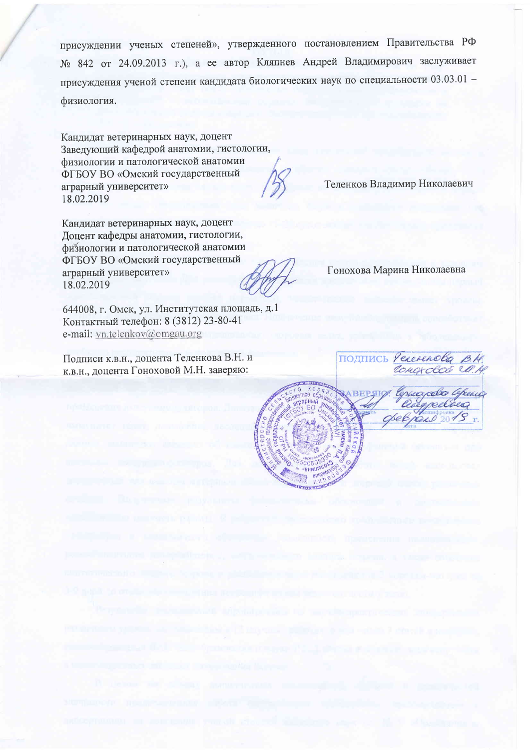присуждении ученых степеней», утвержденного постановлением Правительства РФ № 842 от 24.09.2013 г.), а ее автор Кляпнев Андрей Владимирович заслуживает присуждения ученой степени кандидата биологических наук по специальности 03.03.01 – физиология.

Кандидат ветеринарных наук, доцент
Заведующий кафедрой анатомии, гистологии, физиологии и патологической анатомии
ФГБОУ ВО «Омский государственный аграрный университет»
18.02.2019

Теленков Владимир Николаевич

Кандидат ветеринарных наук, доцент
Доцент кафедры анатомии, гистологии, физиологии и патологической анатомии
ФГБОУ ВО «Омский государственный аграрный университет»
18.02.2019

Гонохова Марина Николаевна

644008, г. Омск, ул. Институтская площадь, д.1
Контактный телефон: 8 (3812) 23-80-41
e-mail: vn.telenkov@omgau.org

Подписи к.в.н., доцента Теленкова В.Н. и к.в.н., доцента Гоноховой М.Н. заверяю:

ПОДПИСЬ Теленкова В.Н. Гонохова М.Н.

ЗАВЕРЯЮ: Ерназарова Ирина Андреевна

февраля 2019 г.